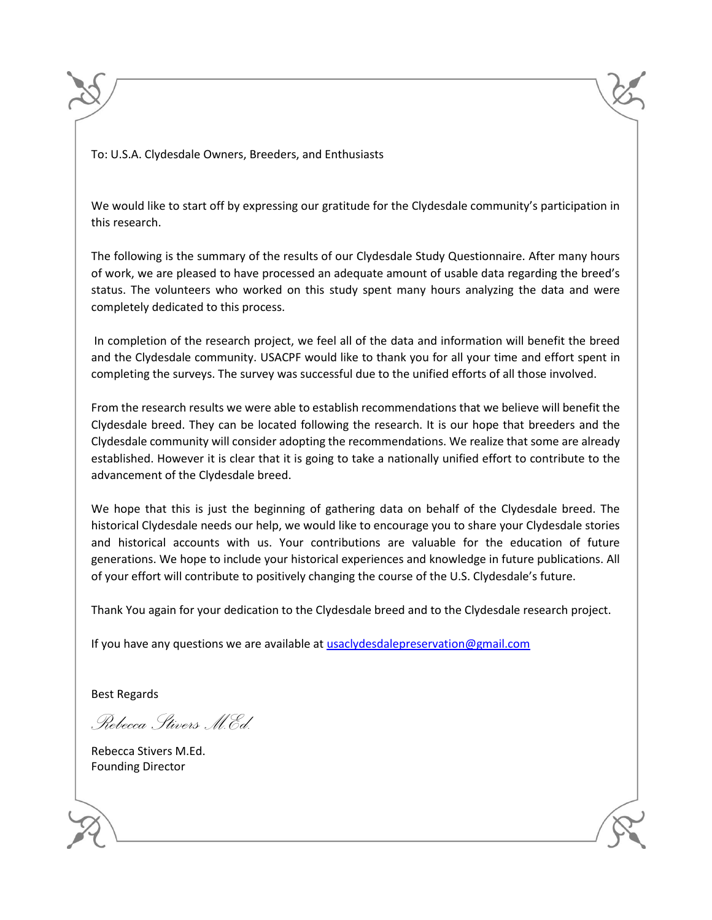To: U.S.A. Clydesdale Owners, Breeders, and Enthusiasts

We would like to start off by expressing our gratitude for the Clydesdale community's participation in this research.

The following is the summary of the results of our Clydesdale Study Questionnaire. After many hours of work, we are pleased to have processed an adequate amount of usable data regarding the breed's status. The volunteers who worked on this study spent many hours analyzing the data and were completely dedicated to this process.

In completion of the research project, we feel all of the data and information will benefit the breed and the Clydesdale community. USACPF would like to thank you for all your time and effort spent in completing the surveys. The survey was successful due to the unified efforts of all those involved.

From the research results we were able to establish recommendations that we believe will benefit the Clydesdale breed. They can be located following the research. It is our hope that breeders and the Clydesdale community will consider adopting the recommendations. We realize that some are already established. However it is clear that it is going to take a nationally unified effort to contribute to the advancement of the Clydesdale breed.

We hope that this is just the beginning of gathering data on behalf of the Clydesdale breed. The historical Clydesdale needs our help, we would like to encourage you to share your Clydesdale stories and historical accounts with us. Your contributions are valuable for the education of future generations. We hope to include your historical experiences and knowledge in future publications. All of your effort will contribute to positively changing the course of the U.S. Clydesdale's future.

Thank You again for your dedication to the Clydesdale breed and to the Clydesdale research project.

If you have any questions we are available at usaclydesdalepreservation@gmail.com

Best Regards

*Rebecca Stivers M.Ed.*

Rebecca Stivers M.Ed.
Founding Director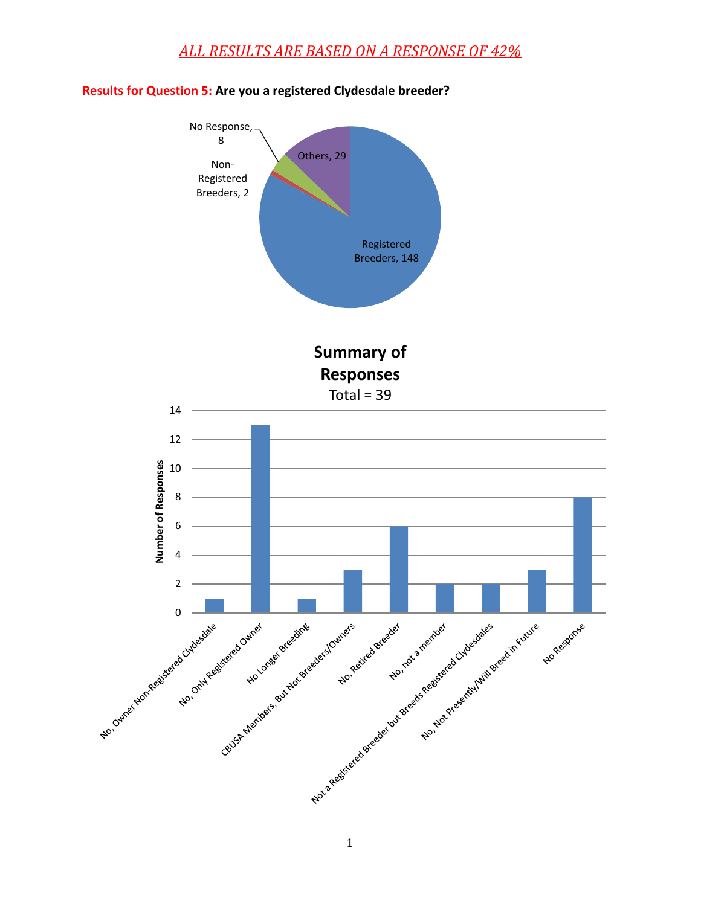*ALL RESULTS ARE BASED ON A RESPONSE OF 42%*

**Results for Question 5: Are you a registered Clydesdale breeder?**

| Category | Count |
|---|---|
| Registered Breeders | 148 |
| Others | 29 |
| No Response | 8 |
| Non-Registered Breeders | 2 |

**Summary of Responses**

Total = 39

| Response | Number of Responses |
|---|---|
| No, Owner Non-Registered Clydesdale | 1 |
| No, Only Registered Owner | 13 |
| No Longer Breeding | 1 |
| CBUSA Members, But Not Breeders/Owners | 3 |
| No, Retired Breeder | 6 |
| No, not a member | 2 |
| Not a Registered Breeder but Breeds Registered Clydesdales | 2 |
| No, Not Presently/Will Breed in Future | 3 |
| No Response | 8 |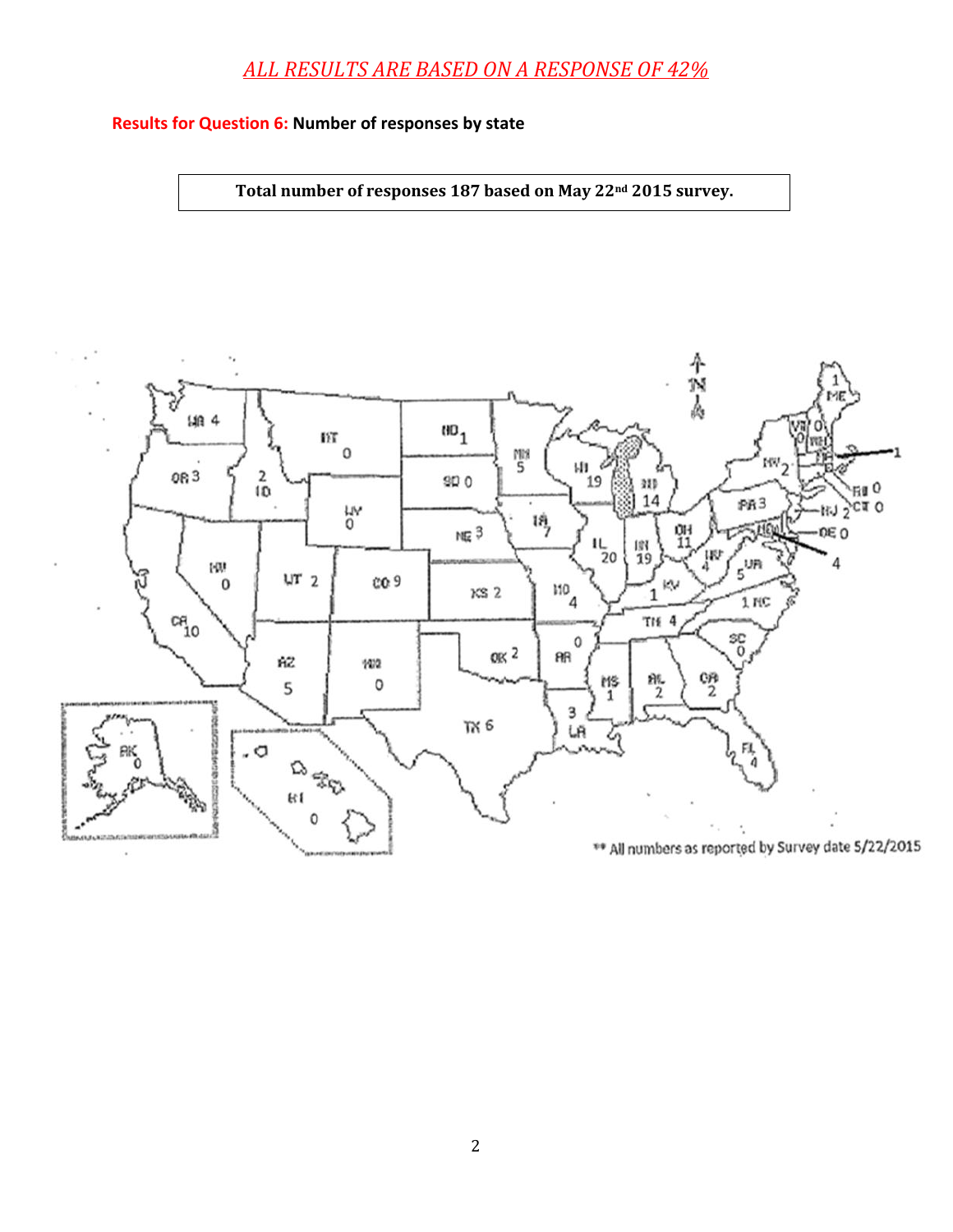*ALL RESULTS ARE BASED ON A RESPONSE OF 42%*

**Results for Question 6: Number of responses by state**

| Total number of responses 187 based on May 22nd 2015 survey. |
|---|

** All numbers as reported by Survey date 5/22/2015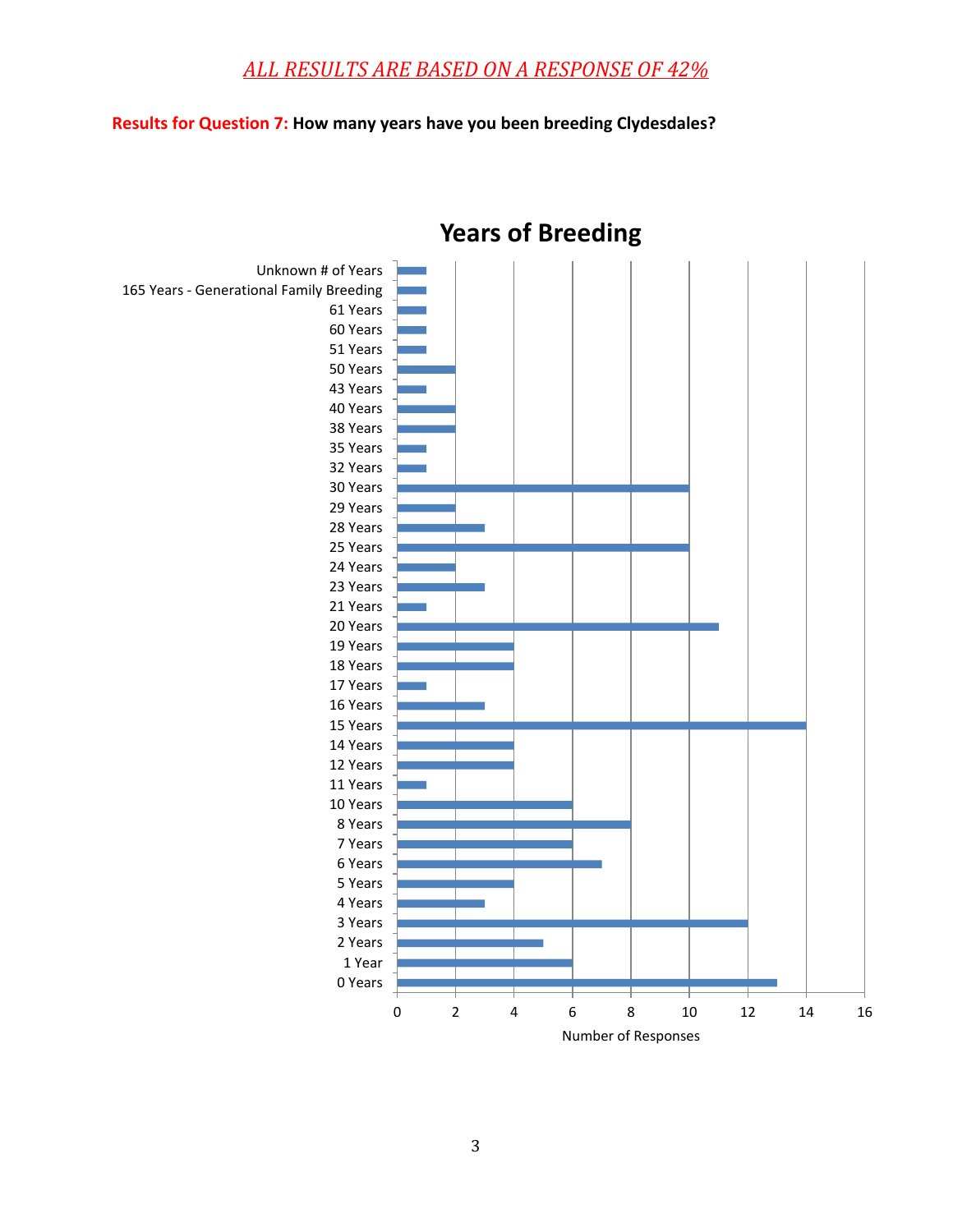*ALL RESULTS ARE BASED ON A RESPONSE OF 42%*

**Results for Question 7: How many years have you been breeding Clydesdales?**

## Years of Breeding

| Years | Number of Responses |
|---|---|
| Unknown # of Years | 1 |
| 165 Years - Generational Family Breeding | 1 |
| 61 Years | 1 |
| 60 Years | 1 |
| 51 Years | 1 |
| 50 Years | 2 |
| 43 Years | 1 |
| 40 Years | 2 |
| 38 Years | 2 |
| 35 Years | 1 |
| 32 Years | 1 |
| 30 Years | 10 |
| 29 Years | 2 |
| 28 Years | 3 |
| 25 Years | 10 |
| 24 Years | 2 |
| 23 Years | 3 |
| 21 Years | 1 |
| 20 Years | 11 |
| 19 Years | 4 |
| 18 Years | 4 |
| 17 Years | 1 |
| 16 Years | 3 |
| 15 Years | 14 |
| 14 Years | 4 |
| 12 Years | 4 |
| 11 Years | 1 |
| 10 Years | 6 |
| 8 Years | 8 |
| 7 Years | 6 |
| 6 Years | 7 |
| 5 Years | 4 |
| 4 Years | 3 |
| 3 Years | 12 |
| 2 Years | 5 |
| 1 Year | 6 |
| 0 Years | 13 |

Number of Responses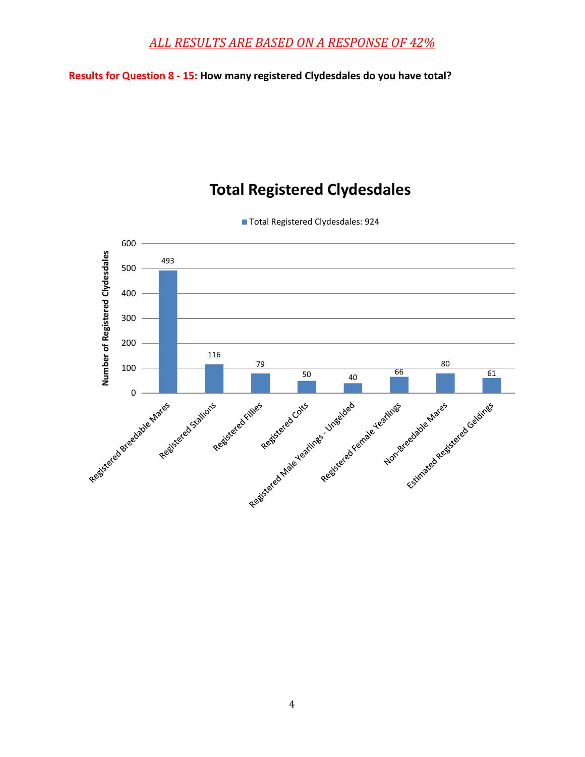*ALL RESULTS ARE BASED ON A RESPONSE OF 42%*

**Results for Question 8 - 15: How many registered Clydesdales do you have total?**

## Total Registered Clydesdales

Total Registered Clydesdales: 924

| Category | Number of Registered Clydesdales |
| --- | --- |
| Registered Breedable Mares | 493 |
| Registered Stallions | 116 |
| Registered Fillies | 79 |
| Registered Colts | 50 |
| Registered Male Yearlings - Ungelded | 40 |
| Registered Female Yearlings | 66 |
| Non-Breedable Mares | 80 |
| Estimated Registered Geldings | 61 |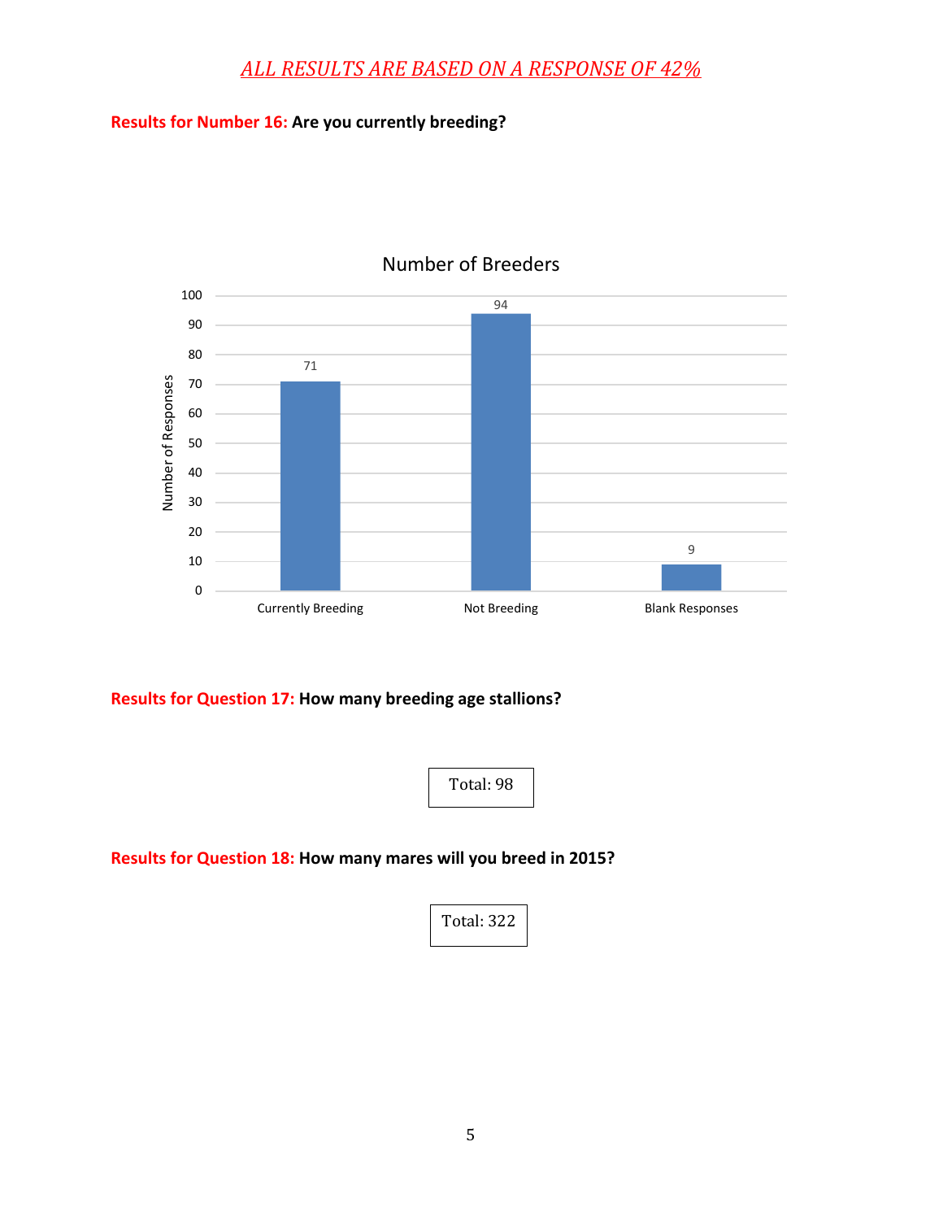*ALL RESULTS ARE BASED ON A RESPONSE OF 42%*

**Results for Number 16: Are you currently breeding?**

Number of Breeders

| | Number of Responses |
|---|---|
| Currently Breeding | 71 |
| Not Breeding | 94 |
| Blank Responses | 9 |

**Results for Question 17: How many breeding age stallions?**

Total: 98

**Results for Question 18: How many mares will you breed in 2015?**

Total: 322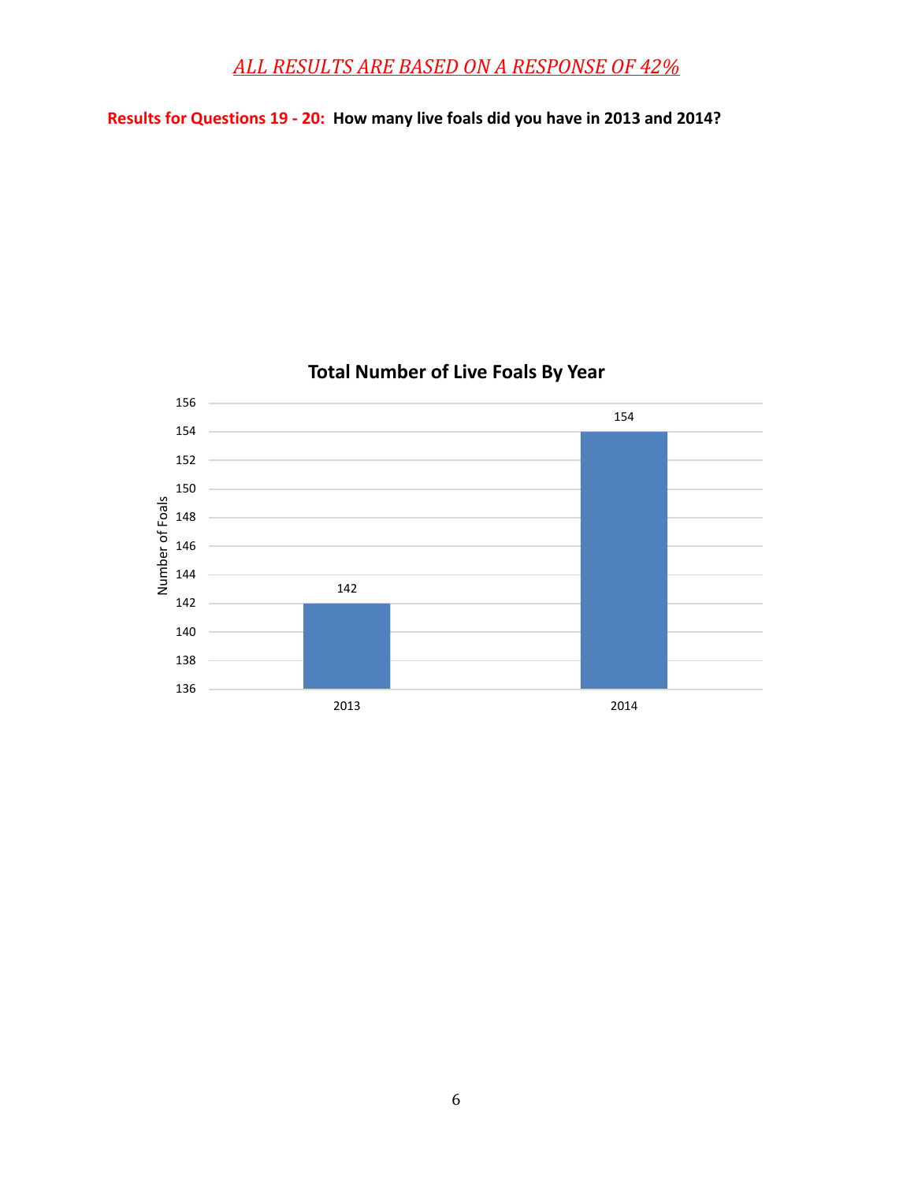*ALL RESULTS ARE BASED ON A RESPONSE OF 42%*

**Results for Questions 19 - 20:** **How many live foals did you have in 2013 and 2014?**

**Total Number of Live Foals By Year**

| Year | Number of Foals |
| --- | --- |
| 2013 | 142 |
| 2014 | 154 |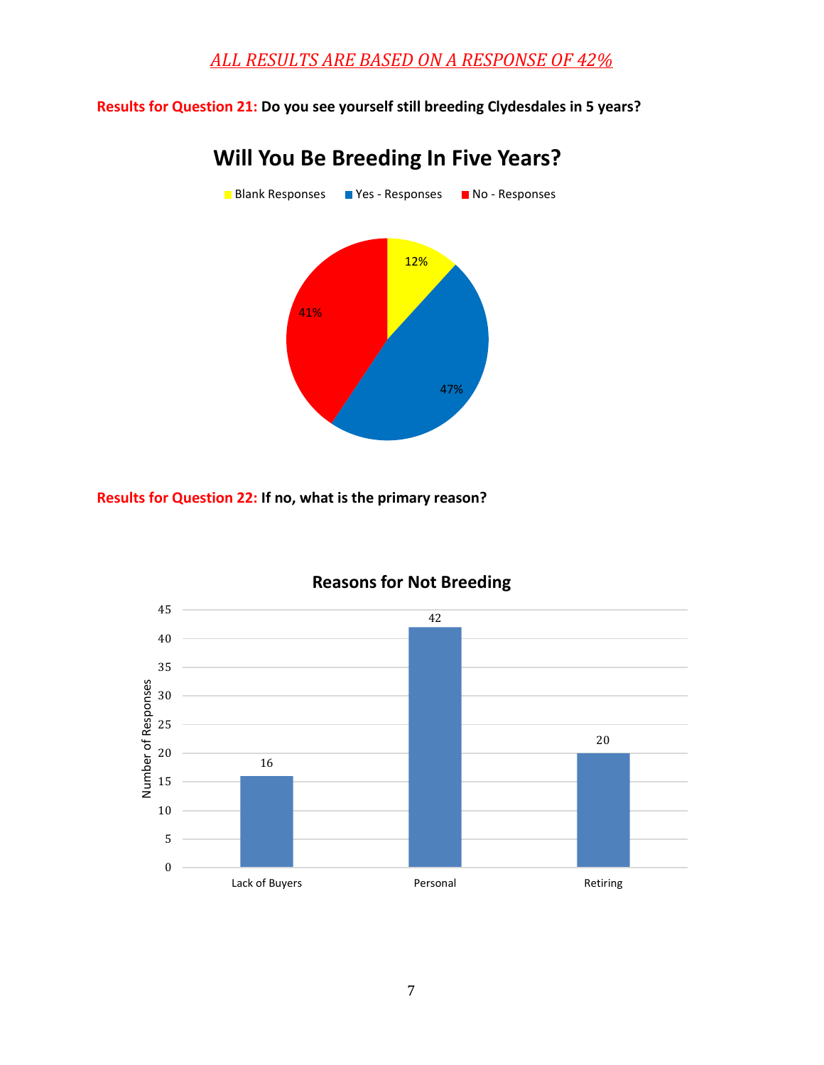*ALL RESULTS ARE BASED ON A RESPONSE OF 42%*

**Results for Question 21: Do you see yourself still breeding Clydesdales in 5 years?**

**Will You Be Breeding In Five Years?**

| Response | Percentage |
|---|---|
| Blank Responses | 12% |
| Yes - Responses | 47% |
| No - Responses | 41% |

**Results for Question 22: If no, what is the primary reason?**

**Reasons for Not Breeding**

| Reason | Number of Responses |
|---|---|
| Lack of Buyers | 16 |
| Personal | 42 |
| Retiring | 20 |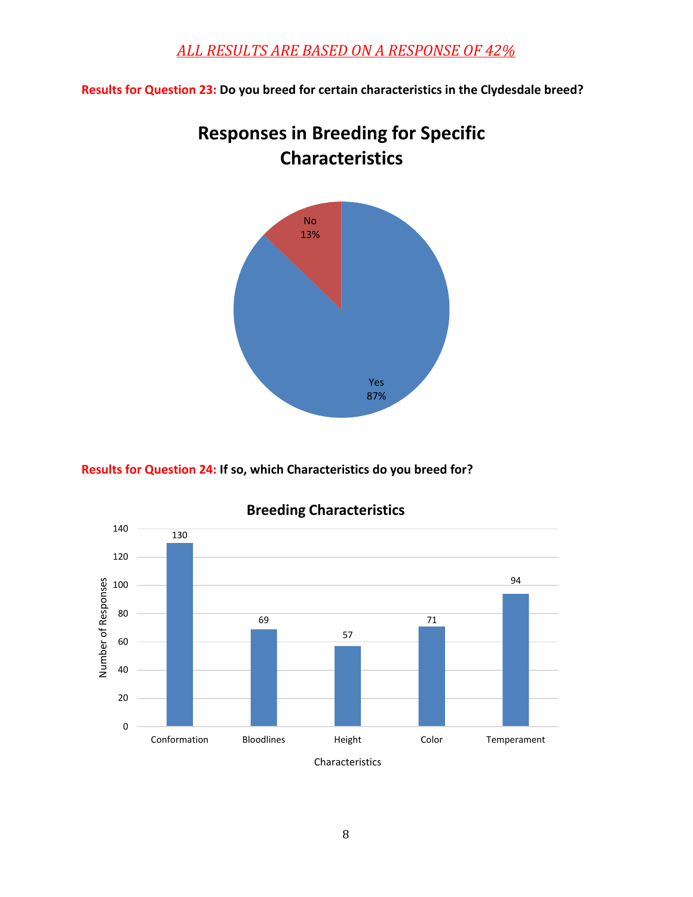*ALL RESULTS ARE BASED ON A RESPONSE OF 42%*

**Results for Question 23: Do you breed for certain characteristics in the Clydesdale breed?**

## Responses in Breeding for Specific Characteristics

| Response | Percentage |
|---|---|
| Yes | 87% |
| No | 13% |

**Results for Question 24: If so, which Characteristics do you breed for?**

## Breeding Characteristics

| Characteristics | Number of Responses |
|---|---|
| Conformation | 130 |
| Bloodlines | 69 |
| Height | 57 |
| Color | 71 |
| Temperament | 94 |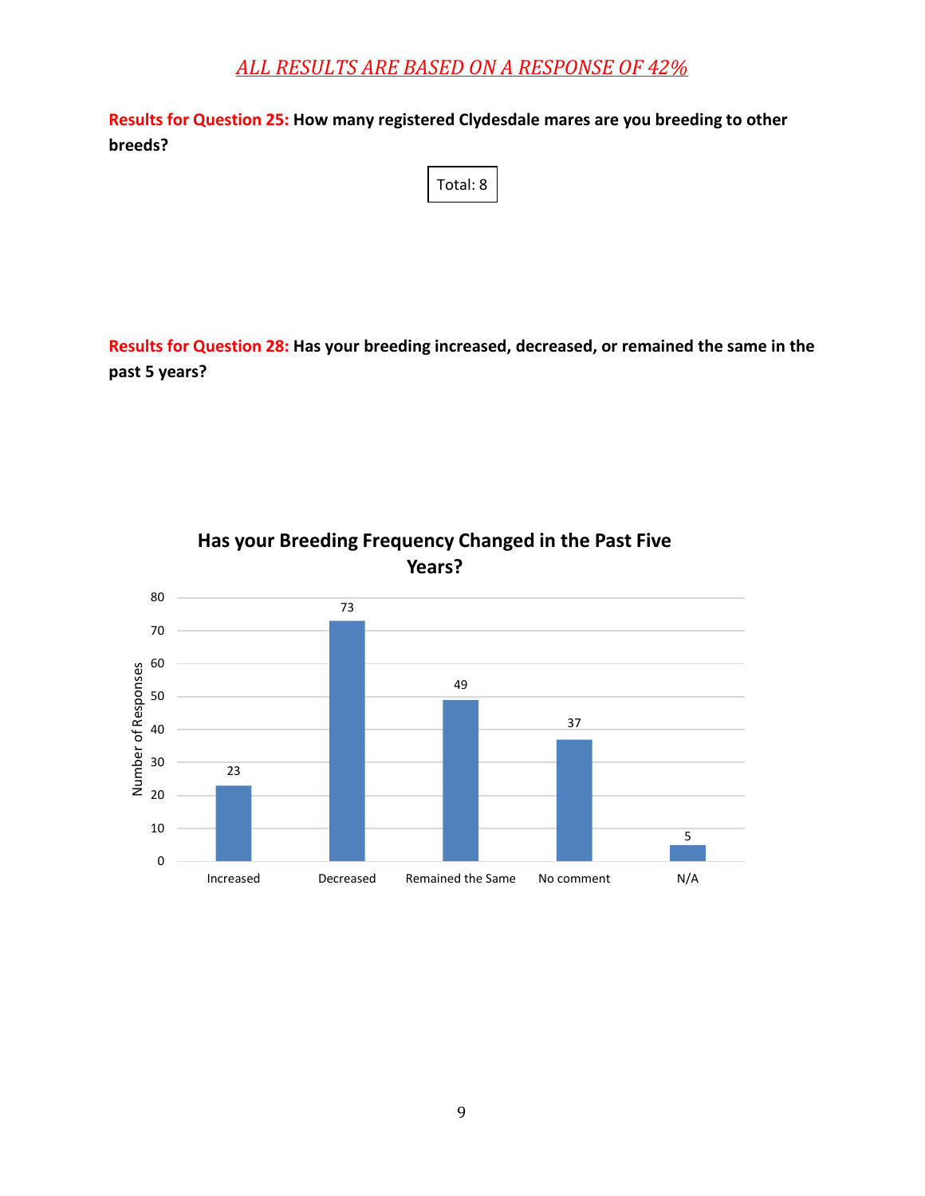*ALL RESULTS ARE BASED ON A RESPONSE OF 42%*

**Results for Question 25: How many registered Clydesdale mares are you breeding to other breeds?**

Total: 8

**Results for Question 28: Has your breeding increased, decreased, or remained the same in the past 5 years?**

**Has your Breeding Frequency Changed in the Past Five Years?**

Number of Responses

0
10
20
30
40
50
60
70
80

Increased 23
Decreased 73
Remained the Same 49
No comment 37
N/A 5